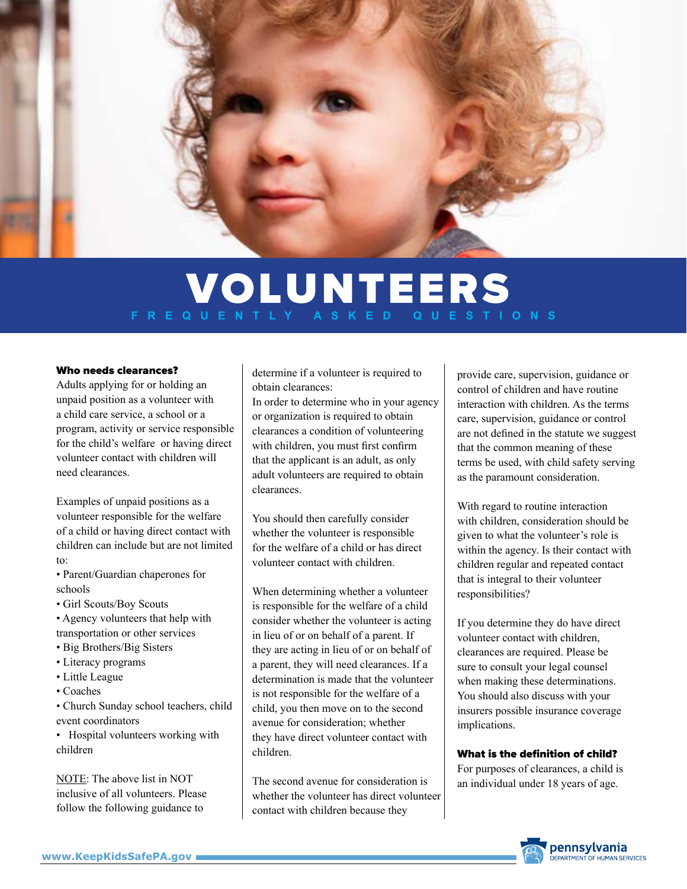# VOLUNTEERS

## FREQUENTLY ASKED QUESTIONS

### Who needs clearances?

Adults applying for or holding an unpaid position as a volunteer with a child care service, a school or a program, activity or service responsible for the child's welfare or having direct volunteer contact with children will need clearances.

Examples of unpaid positions as a volunteer responsible for the welfare of a child or having direct contact with children can include but are not limited to:

- Parent/Guardian chaperones for schools
- Girl Scouts/Boy Scouts
- Agency volunteers that help with transportation or other services
- Big Brothers/Big Sisters
- Literacy programs
- Little League
- Coaches
- Church Sunday school teachers, child event coordinators
- Hospital volunteers working with children

NOTE: The above list in NOT inclusive of all volunteers. Please follow the following guidance to determine if a volunteer is required to obtain clearances:

In order to determine who in your agency or organization is required to obtain clearances a condition of volunteering with children, you must first confirm that the applicant is an adult, as only adult volunteers are required to obtain clearances.

You should then carefully consider whether the volunteer is responsible for the welfare of a child or has direct volunteer contact with children.

When determining whether a volunteer is responsible for the welfare of a child consider whether the volunteer is acting in lieu of or on behalf of a parent. If they are acting in lieu of or on behalf of a parent, they will need clearances. If a determination is made that the volunteer is not responsible for the welfare of a child, you then move on to the second avenue for consideration; whether they have direct volunteer contact with children.

The second avenue for consideration is whether the volunteer has direct volunteer contact with children because they provide care, supervision, guidance or control of children and have routine interaction with children. As the terms care, supervision, guidance or control are not defined in the statute we suggest that the common meaning of these terms be used, with child safety serving as the paramount consideration.

With regard to routine interaction with children, consideration should be given to what the volunteer's role is within the agency. Is their contact with children regular and repeated contact that is integral to their volunteer responsibilities?

If you determine they do have direct volunteer contact with children, clearances are required. Please be sure to consult your legal counsel when making these determinations. You should also discuss with your insurers possible insurance coverage implications.

### What is the definition of child?

For purposes of clearances, a child is an individual under 18 years of age.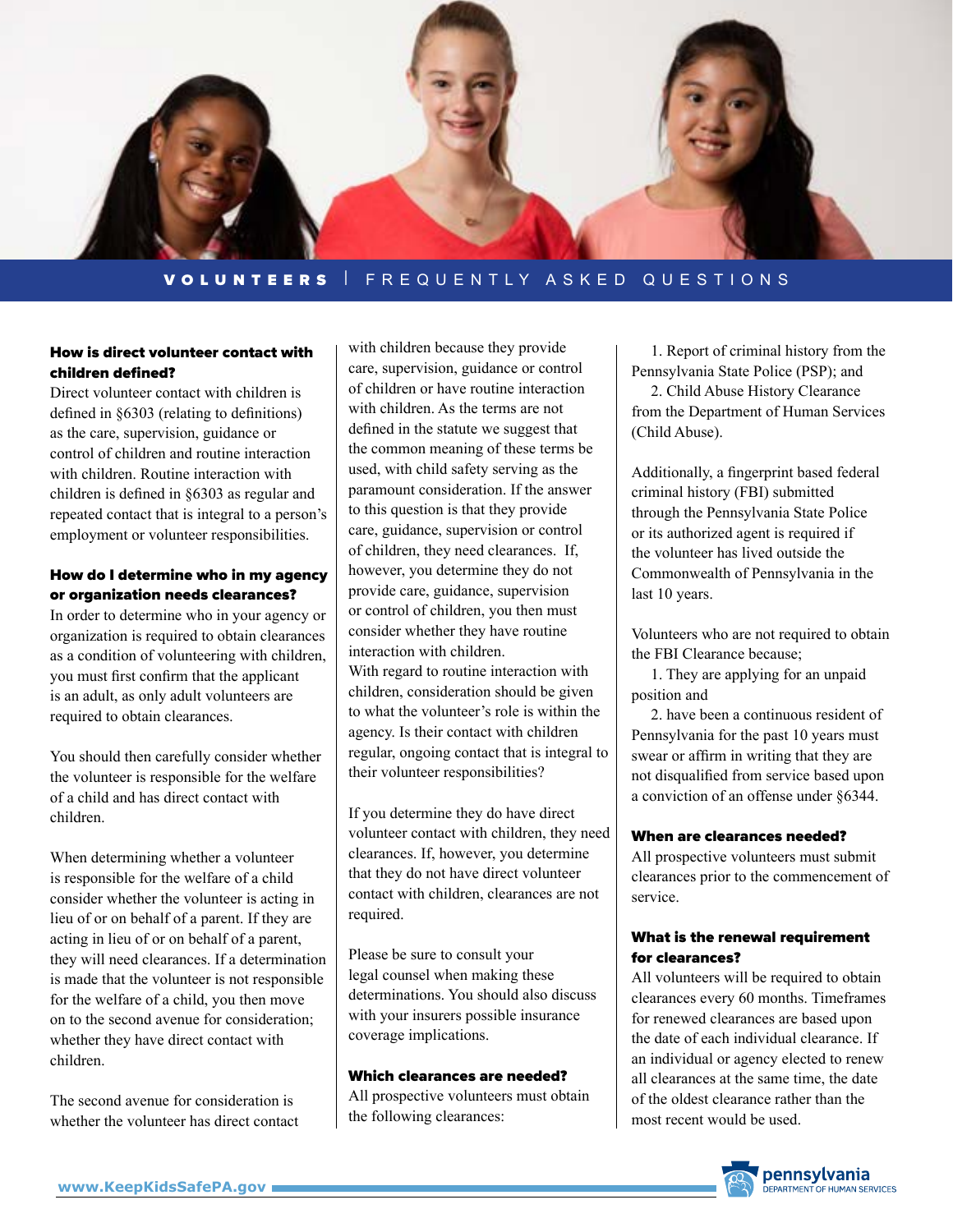## VOLUNTEERS | FREQUENTLY ASKED QUESTIONS

### How is direct volunteer contact with children defined?

Direct volunteer contact with children is defined in §6303 (relating to definitions) as the care, supervision, guidance or control of children and routine interaction with children. Routine interaction with children is defined in §6303 as regular and repeated contact that is integral to a person's employment or volunteer responsibilities.

### How do I determine who in my agency or organization needs clearances?

In order to determine who in your agency or organization is required to obtain clearances as a condition of volunteering with children, you must first confirm that the applicant is an adult, as only adult volunteers are required to obtain clearances.

You should then carefully consider whether the volunteer is responsible for the welfare of a child and has direct contact with children.

When determining whether a volunteer is responsible for the welfare of a child consider whether the volunteer is acting in lieu of or on behalf of a parent. If they are acting in lieu of or on behalf of a parent, they will need clearances. If a determination is made that the volunteer is not responsible for the welfare of a child, you then move on to the second avenue for consideration; whether they have direct contact with children.

The second avenue for consideration is whether the volunteer has direct contact with children because they provide care, supervision, guidance or control of children or have routine interaction with children. As the terms are not defined in the statute we suggest that the common meaning of these terms be used, with child safety serving as the paramount consideration. If the answer to this question is that they provide care, guidance, supervision or control of children, they need clearances. If, however, you determine they do not provide care, guidance, supervision or control of children, you then must consider whether they have routine interaction with children.

With regard to routine interaction with children, consideration should be given to what the volunteer's role is within the agency. Is their contact with children regular, ongoing contact that is integral to their volunteer responsibilities?

If you determine they do have direct volunteer contact with children, they need clearances. If, however, you determine that they do not have direct volunteer contact with children, clearances are not required.

Please be sure to consult your legal counsel when making these determinations. You should also discuss with your insurers possible insurance coverage implications.

### Which clearances are needed?

All prospective volunteers must obtain the following clearances:

1. Report of criminal history from the Pennsylvania State Police (PSP); and
2. Child Abuse History Clearance from the Department of Human Services (Child Abuse).

Additionally, a fingerprint based federal criminal history (FBI) submitted through the Pennsylvania State Police or its authorized agent is required if the volunteer has lived outside the Commonwealth of Pennsylvania in the last 10 years.

Volunteers who are not required to obtain the FBI Clearance because;

1. They are applying for an unpaid position and
2. have been a continuous resident of Pennsylvania for the past 10 years must swear or affirm in writing that they are not disqualified from service based upon a conviction of an offense under §6344.

### When are clearances needed?

All prospective volunteers must submit clearances prior to the commencement of service.

### What is the renewal requirement for clearances?

All volunteers will be required to obtain clearances every 60 months. Timeframes for renewed clearances are based upon the date of each individual clearance. If an individual or agency elected to renew all clearances at the same time, the date of the oldest clearance rather than the most recent would be used.

www.KeepKidsSafePA.gov

pennsylvania DEPARTMENT OF HUMAN SERVICES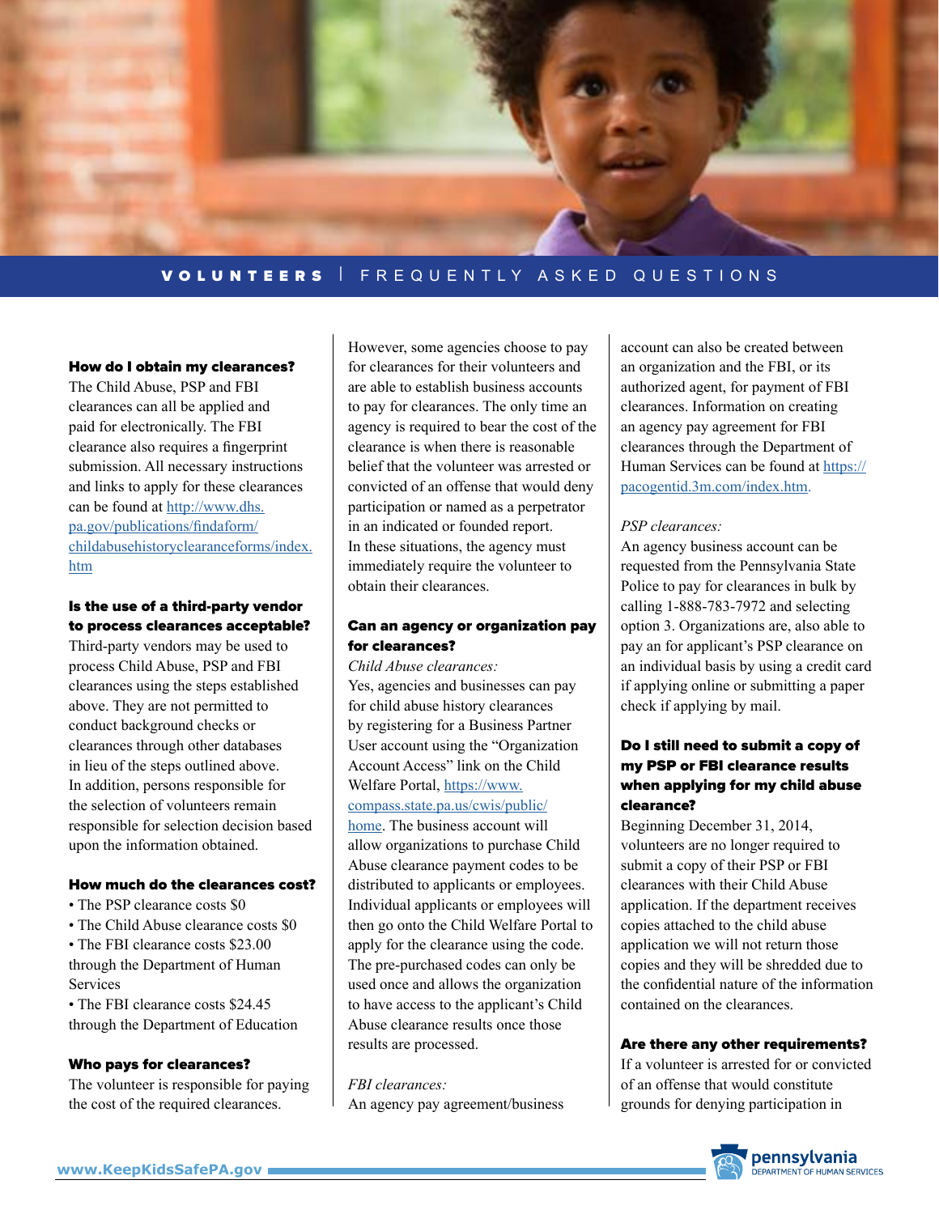VOLUNTEERS | FREQUENTLY ASKED QUESTIONS

### How do I obtain my clearances?

The Child Abuse, PSP and FBI clearances can all be applied and paid for electronically. The FBI clearance also requires a fingerprint submission. All necessary instructions and links to apply for these clearances can be found at http://www.dhs.pa.gov/publications/findaform/childabusehistoryclearanceforms/index.htm

### Is the use of a third-party vendor to process clearances acceptable?

Third-party vendors may be used to process Child Abuse, PSP and FBI clearances using the steps established above. They are not permitted to conduct background checks or clearances through other databases in lieu of the steps outlined above. In addition, persons responsible for the selection of volunteers remain responsible for selection decision based upon the information obtained.

### How much do the clearances cost?

- The PSP clearance costs $0
- The Child Abuse clearance costs $0
- The FBI clearance costs $23.00 through the Department of Human Services
- The FBI clearance costs $24.45 through the Department of Education

### Who pays for clearances?

The volunteer is responsible for paying the cost of the required clearances. However, some agencies choose to pay for clearances for their volunteers and are able to establish business accounts to pay for clearances. The only time an agency is required to bear the cost of the clearance is when there is reasonable belief that the volunteer was arrested or convicted of an offense that would deny participation or named as a perpetrator in an indicated or founded report. In these situations, the agency must immediately require the volunteer to obtain their clearances.

### Can an agency or organization pay for clearances?

*Child Abuse clearances:*
Yes, agencies and businesses can pay for child abuse history clearances by registering for a Business Partner User account using the "Organization Account Access" link on the Child Welfare Portal, https://www.compass.state.pa.us/cwis/public/home. The business account will allow organizations to purchase Child Abuse clearance payment codes to be distributed to applicants or employees. Individual applicants or employees will then go onto the Child Welfare Portal to apply for the clearance using the code. The pre-purchased codes can only be used once and allows the organization to have access to the applicant's Child Abuse clearance results once those results are processed.

*FBI clearances:*
An agency pay agreement/business account can also be created between an organization and the FBI, or its authorized agent, for payment of FBI clearances. Information on creating an agency pay agreement for FBI clearances through the Department of Human Services can be found at https://pacogentid.3m.com/index.htm.

*PSP clearances:*
An agency business account can be requested from the Pennsylvania State Police to pay for clearances in bulk by calling 1-888-783-7972 and selecting option 3. Organizations are, also able to pay an for applicant's PSP clearance on an individual basis by using a credit card if applying online or submitting a paper check if applying by mail.

### Do I still need to submit a copy of my PSP or FBI clearance results when applying for my child abuse clearance?

Beginning December 31, 2014, volunteers are no longer required to submit a copy of their PSP or FBI clearances with their Child Abuse application. If the department receives copies attached to the child abuse application we will not return those copies and they will be shredded due to the confidential nature of the information contained on the clearances.

### Are there any other requirements?

If a volunteer is arrested for or convicted of an offense that would constitute grounds for denying participation in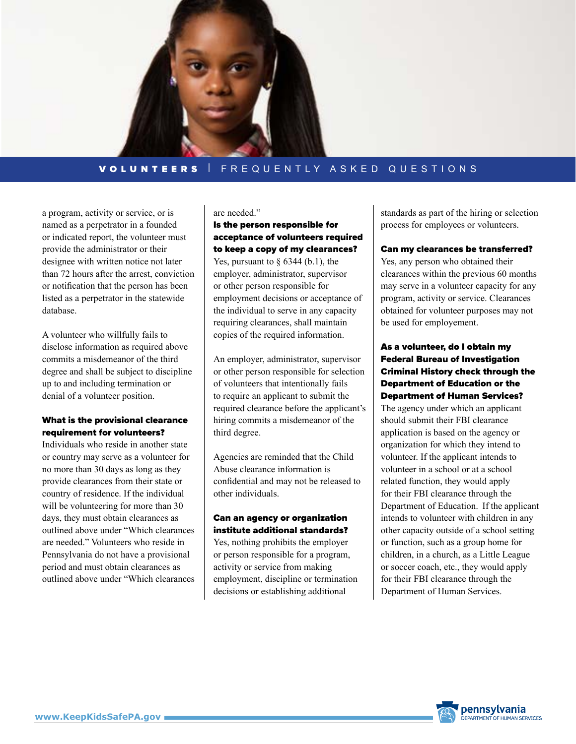a program, activity or service, or is named as a perpetrator in a founded or indicated report, the volunteer must provide the administrator or their designee with written notice not later than 72 hours after the arrest, conviction or notification that the person has been listed as a perpetrator in the statewide database.

A volunteer who willfully fails to disclose information as required above commits a misdemeanor of the third degree and shall be subject to discipline up to and including termination or denial of a volunteer position.

**What is the provisional clearance requirement for volunteers?**
Individuals who reside in another state or country may serve as a volunteer for no more than 30 days as long as they provide clearances from their state or country of residence. If the individual will be volunteering for more than 30 days, they must obtain clearances as outlined above under "Which clearances are needed." Volunteers who reside in Pennsylvania do not have a provisional period and must obtain clearances as outlined above under "Which clearances are needed."

**Is the person responsible for acceptance of volunteers required to keep a copy of my clearances?**
Yes, pursuant to § 6344 (b.1), the employer, administrator, supervisor or other person responsible for employment decisions or acceptance of the individual to serve in any capacity requiring clearances, shall maintain copies of the required information.

An employer, administrator, supervisor or other person responsible for selection of volunteers that intentionally fails to require an applicant to submit the required clearance before the applicant's hiring commits a misdemeanor of the third degree.

Agencies are reminded that the Child Abuse clearance information is confidential and may not be released to other individuals.

**Can an agency or organization institute additional standards?**
Yes, nothing prohibits the employer or person responsible for a program, activity or service from making employment, discipline or termination decisions or establishing additional standards as part of the hiring or selection process for employees or volunteers.

**Can my clearances be transferred?**
Yes, any person who obtained their clearances within the previous 60 months may serve in a volunteer capacity for any program, activity or service. Clearances obtained for volunteer purposes may not be used for employment.

**As a volunteer, do I obtain my Federal Bureau of Investigation Criminal History check through the Department of Education or the Department of Human Services?**
The agency under which an applicant should submit their FBI clearance application is based on the agency or organization for which they intend to volunteer. If the applicant intends to volunteer in a school or at a school related function, they would apply for their FBI clearance through the Department of Education. If the applicant intends to volunteer with children in any other capacity outside of a school setting or function, such as a group home for children, in a church, as a Little League or soccer coach, etc., they would apply for their FBI clearance through the Department of Human Services.